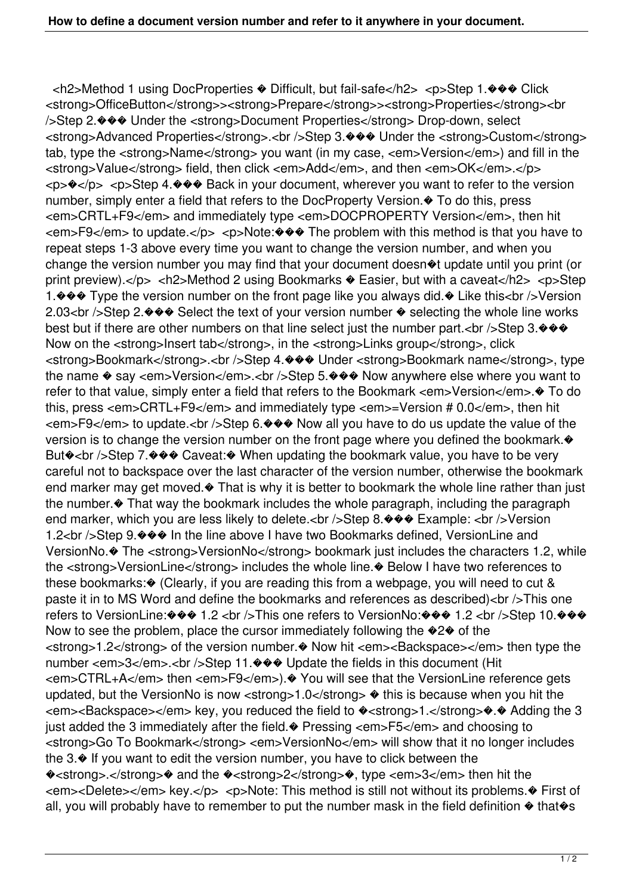<h2>Method 1 using DocProperties � Difficult, but fail-safe</h2> <p>Step 1.��� Click <strong>OfficeButton</strong>><strong>Prepare</strong>><strong>Properties</strong><br />Step 2.��� Under the <strong>Document Properties</strong> Drop-down, select <strong>Advanced Properties</strong>.<br />Step 3.��� Under the <strong>Custom</strong> tab, type the <strong>Name</strong> you want (in my case, <em>Version</em>) and fill in the <strong>Value</strong> field, then click <em>Add</em>, and then <em>OK</em>.</p> <p>�</p> <p>Step 4.��� Back in your document, wherever you want to refer to the version number, simply enter a field that refers to the DocProperty Version.� To do this, press <em>CRTL+F9</em> and immediately type <em>DOCPROPERTY Version</em>, then hit <em>F9</em> to update.</p> <p>Note:��� The problem with this method is that you have to repeat steps 1-3 above every time you want to change the version number, and when you change the version number you may find that your document doesn�t update until you print (or print preview).</p> <h2>Method 2 using Bookmarks � Easier, but with a caveat</h2> <p>Step 1.��� Type the version number on the front page like you always did.� Like this<br />Version 2.03<br />Step 2.��� Select the text of your version number � selecting the whole line works best but if there are other numbers on that line select just the number part.<br />Step 3.��� Now on the <strong>Insert tab</strong>, in the <strong>Links group</strong>, click <strong>Bookmark</strong>.<br />Step 4.��� Under <strong>Bookmark name</strong>, type the name � say <em>Version</em>.<br />Step 5.��� Now anywhere else where you want to refer to that value, simply enter a field that refers to the Bookmark <em>Version</em>.� To do this, press <em>CRTL+F9</em> and immediately type <em>=Version # 0.0</em>, then hit <em>F9</em> to update.<br />Step 6.��� Now all you have to do us update the value of the version is to change the version number on the front page where you defined the bookmark.� But�<br />Step 7.��� Caveat:� When updating the bookmark value, you have to be very careful not to backspace over the last character of the version number, otherwise the bookmark end marker may get moved.� That is why it is better to bookmark the whole line rather than just the number.� That way the bookmark includes the whole paragraph, including the paragraph end marker, which you are less likely to delete.<br />Step 8.��� Example: <br />Version 1.2<br />Step 9.��� In the line above I have two Bookmarks defined, VersionLine and VersionNo.� The <strong>VersionNo</strong> bookmark just includes the characters 1.2, while the <strong>VersionLine</strong> includes the whole line.� Below I have two references to these bookmarks:� (Clearly, if you are reading this from a webpage, you will need to cut & paste it in to MS Word and define the bookmarks and references as described)<br />This one refers to VersionLine:��� 1.2 <br />This one refers to VersionNo:��� 1.2 <br />Step 10.��� Now to see the problem, place the cursor immediately following the �2� of the <strong>1.2</strong> of the version number.� Now hit <em><Backspace></em> then type the number <em>3</em>.<br />Step 11.��� Update the fields in this document (Hit <em>CTRL+A</em> then <em>F9</em>).� You will see that the VersionLine reference gets updated, but the VersionNo is now <strong>1.0</strong> � this is because when you hit the <em><Backspace></em> key, you reduced the field to �<strong>1.</strong>�.� Adding the 3 just added the 3 immediately after the field.� Pressing <em>F5</em> and choosing to <strong>Go To Bookmark</strong> <em>VersionNo</em> will show that it no longer includes the 3.� If you want to edit the version number, you have to click between the �<strong>.</strong>� and the �<strong>2</strong>�, type <em>3</em> then hit the <em><Delete></em> key.</p> <p>Note: This method is still not without its problems.� First of all, you will probably have to remember to put the number mask in the field definition � that�s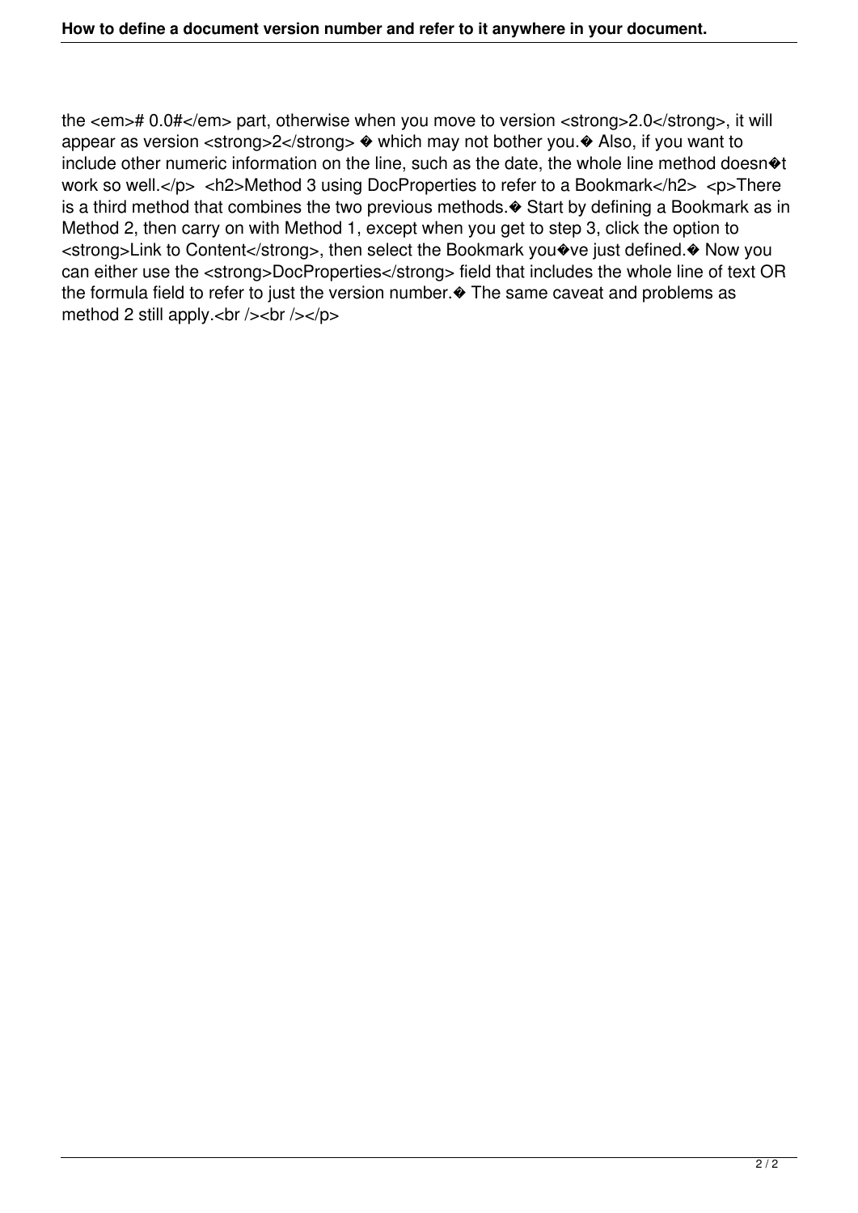the <em># 0.0#</em> part, otherwise when you move to version <strong>2.0</strong>, it will appear as version <strong>2</strong> � which may not bother you.� Also, if you want to include other numeric information on the line, such as the date, the whole line method doesn�t work so well.</p> <h2>Method 3 using DocProperties to refer to a Bookmark</h2> <p>There is a third method that combines the two previous methods.� Start by defining a Bookmark as in Method 2, then carry on with Method 1, except when you get to step 3, click the option to <strong>Link to Content</strong>, then select the Bookmark you�ve just defined.� Now you can either use the <strong>DocProperties</strong> field that includes the whole line of text OR the formula field to refer to just the version number.� The same caveat and problems as method 2 still apply.<br /><br /></p>